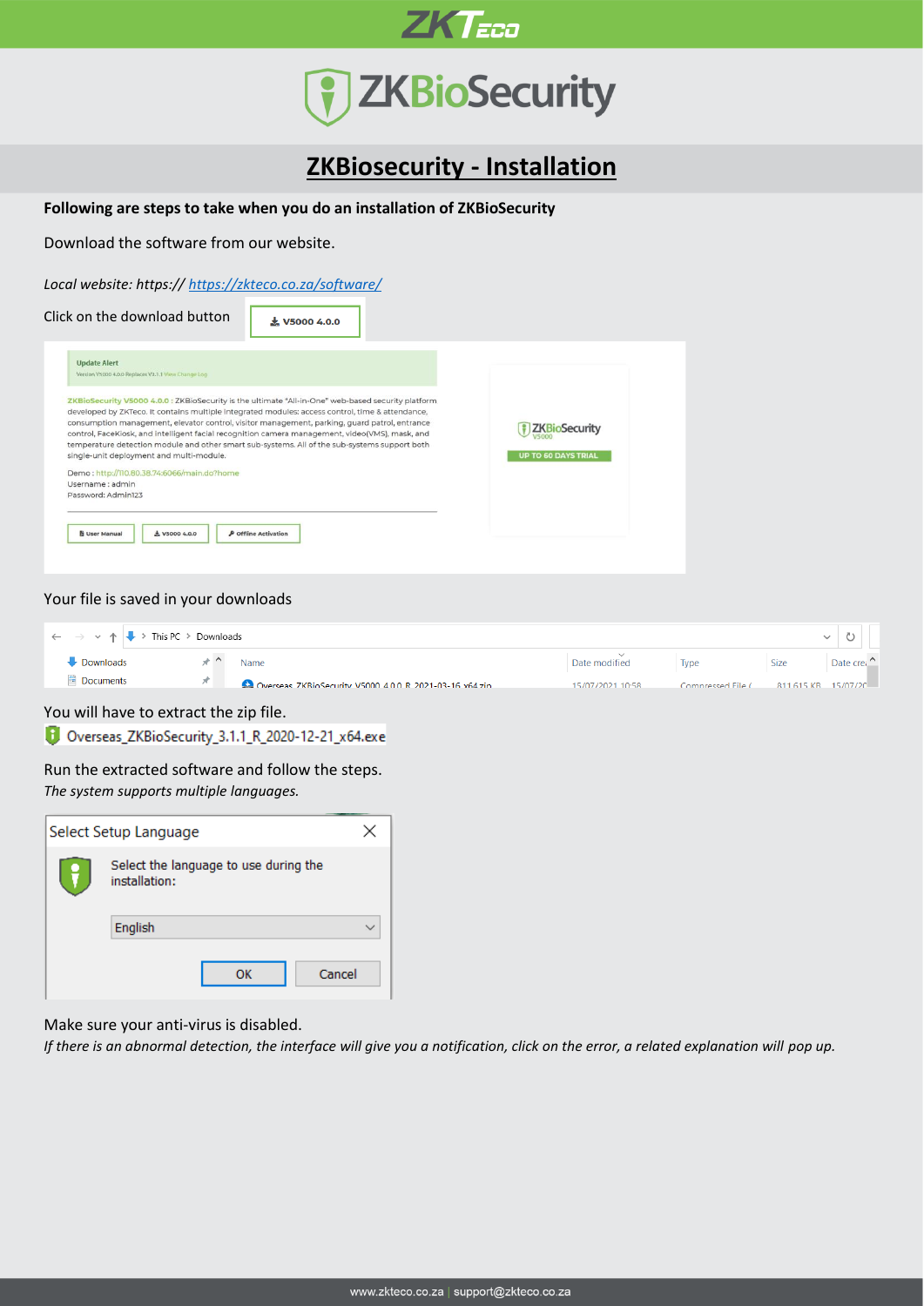# ZKBiosecurity - Installation

**Following are steps to take when you do an installation of ZKBioSecurity**

Download the software from our website.

*Local website: https:// https://zkteco.co.za/software/*

Click on the download button

Your file is saved in your downloads

You will have to extract the zip file.

Overseas_ZKBioSecurity_3.1.1_R_2020-12-21_x64.exe

Run the extracted software and follow the steps.

*The system supports multiple languages.*

Make sure your anti-virus is disabled.

*If there is an abnormal detection, the interface will give you a notification, click on the error, a related explanation will pop up.*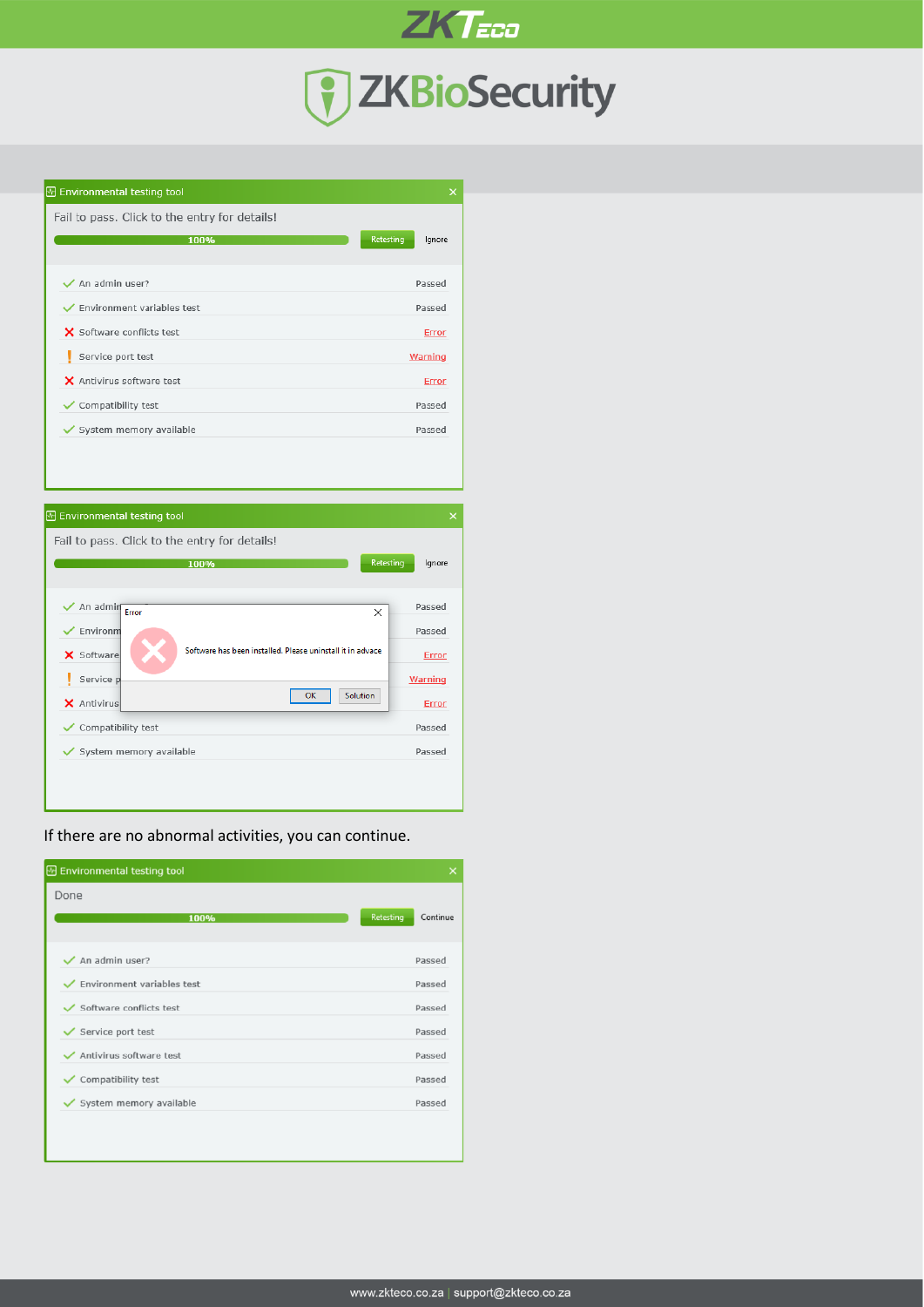**Environmental testing tool**

Fail to pass. Click to the entry for details!

100% | Retesting | Ignore

| Test | Result |
|---|---|
| An admin user? | Passed |
| Environment variables test | Passed |
| Software conflicts test | Error |
| Service port test | Warning |
| Antivirus software test | Error |
| Compatibility test | Passed |
| System memory available | Passed |

**Environmental testing tool**

Fail to pass. Click to the entry for details!

100% | Retesting | Ignore

**Error**

Software has been installed. Please uninstall it in advace

OK | Solution

| Test | Result |
|---|---|
| An admin user? | Passed |
| Environment variables test | Passed |
| Software conflicts test | Error |
| Service port test | Warning |
| Antivirus software test | Error |
| Compatibility test | Passed |
| System memory available | Passed |

If there are no abnormal activities, you can continue.

**Environmental testing tool**

Done

100% | Retesting | Continue

| Test | Result |
|---|---|
| An admin user? | Passed |
| Environment variables test | Passed |
| Software conflicts test | Passed |
| Service port test | Passed |
| Antivirus software test | Passed |
| Compatibility test | Passed |
| System memory available | Passed |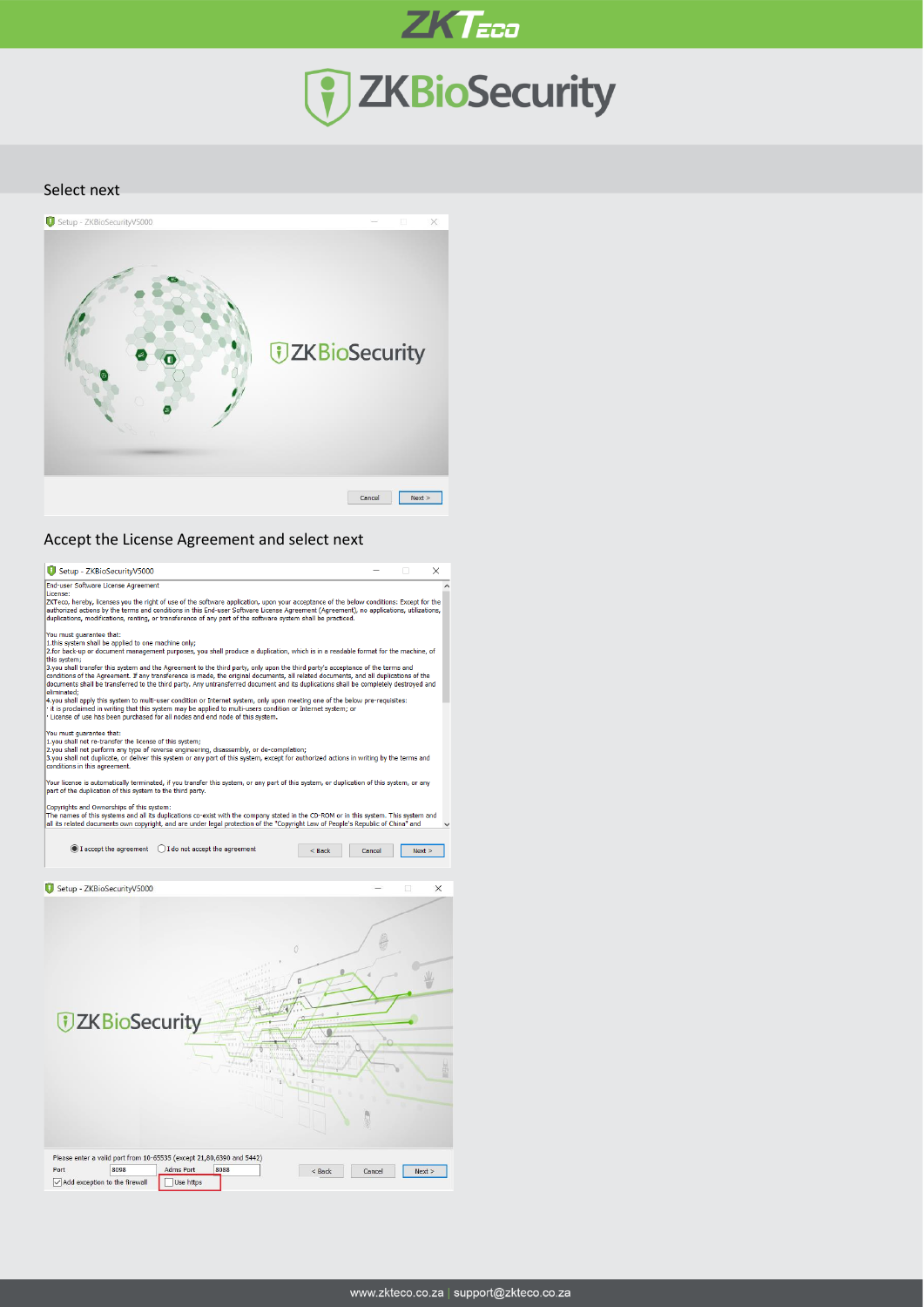Select next

Accept the License Agreement and select next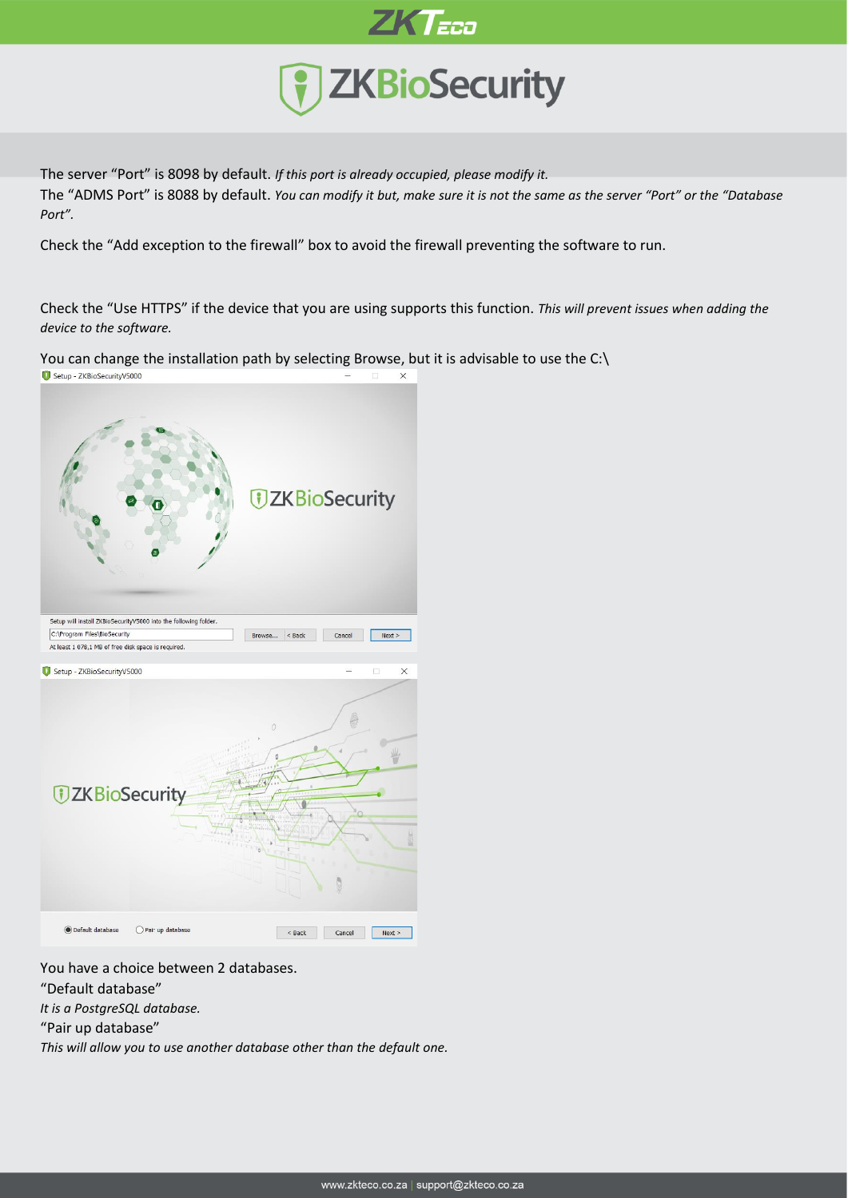The server “Port” is 8098 by default. *If this port is already occupied, please modify it.*

The “ADMS Port” is 8088 by default. *You can modify it but, make sure it is not the same as the server “Port” or the “Database Port”.*

Check the “Add exception to the firewall” box to avoid the firewall preventing the software to run.

Check the “Use HTTPS” if the device that you are using supports this function. *This will prevent issues when adding the device to the software.*

You can change the installation path by selecting Browse, but it is advisable to use the C:\

You have a choice between 2 databases.

“Default database”

*It is a PostgreSQL database.*

“Pair up database”

*This will allow you to use another database other than the default one.*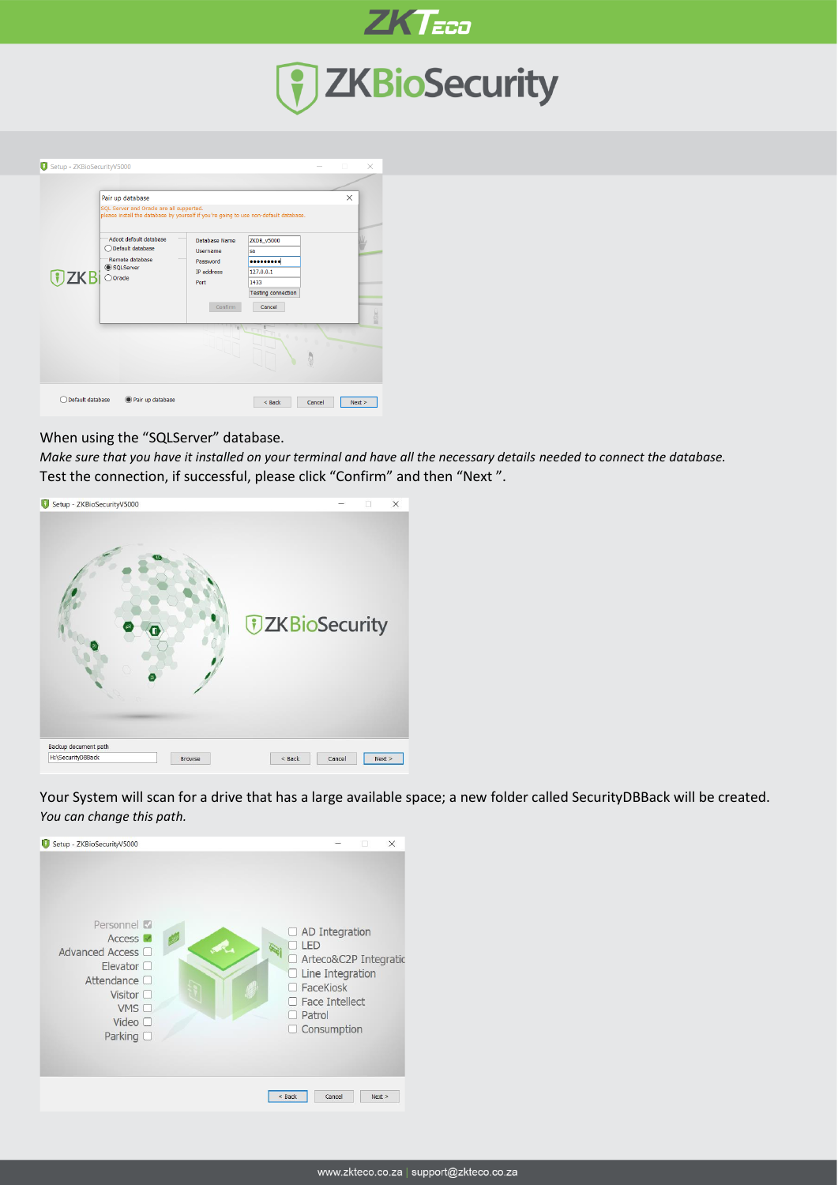When using the “SQLServer” database.

*Make sure that you have it installed on your terminal and have all the necessary details needed to connect the database.*

Test the connection, if successful, please click “Confirm” and then “Next ”.

Your System will scan for a drive that has a large available space; a new folder called SecurityDBBack will be created.

*You can change this path.*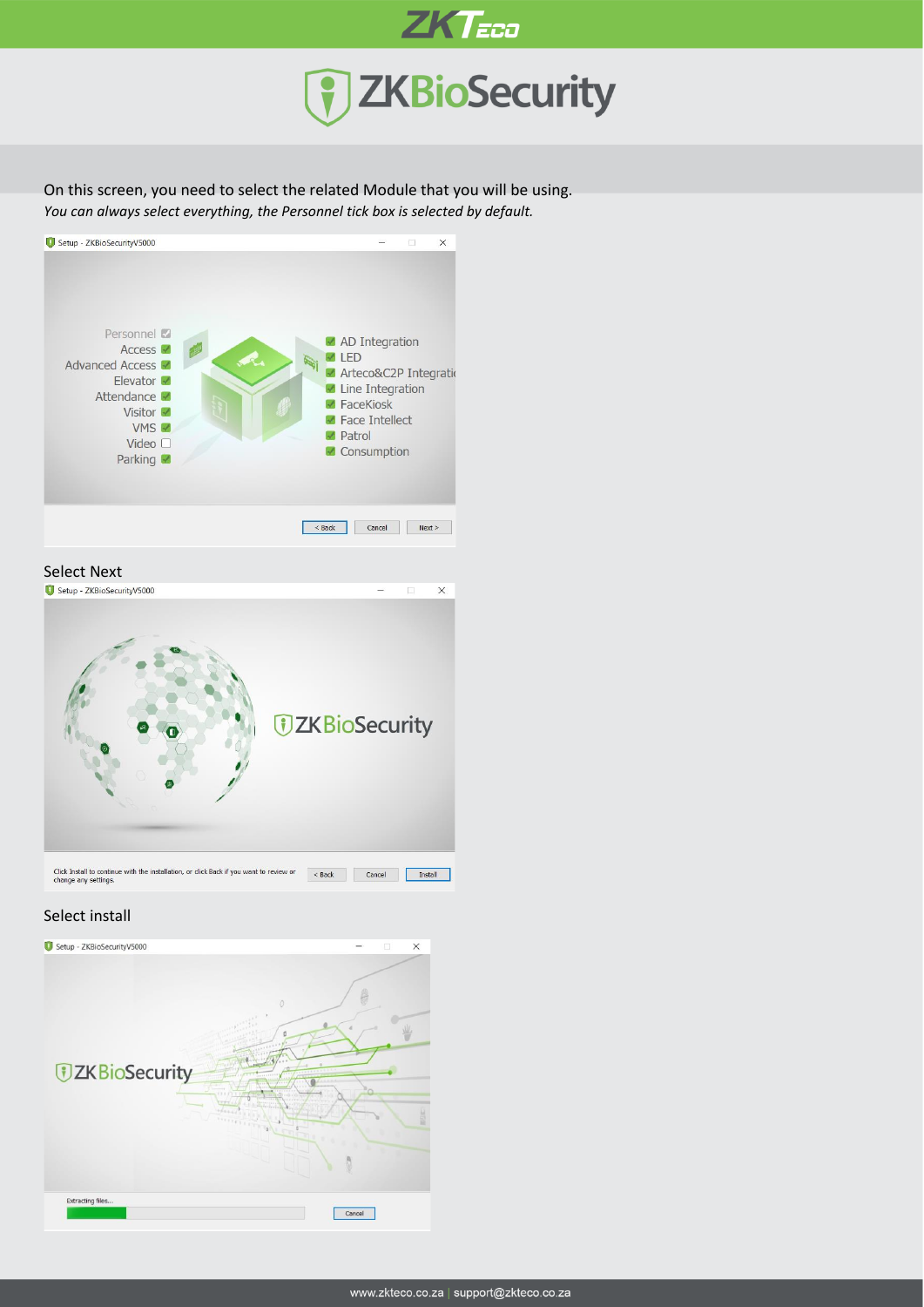On this screen, you need to select the related Module that you will be using.

*You can always select everything, the Personnel tick box is selected by default.*

Select Next

Select install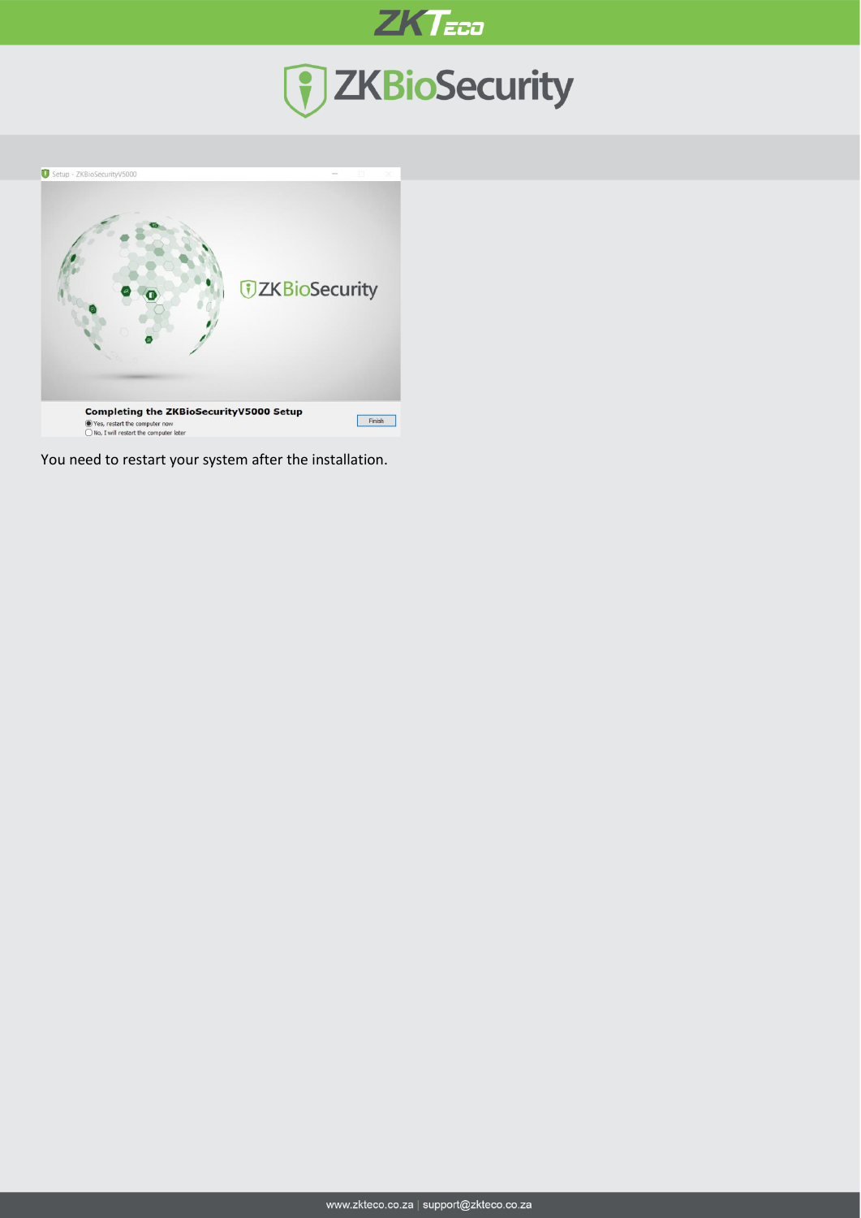You need to restart your system after the installation.